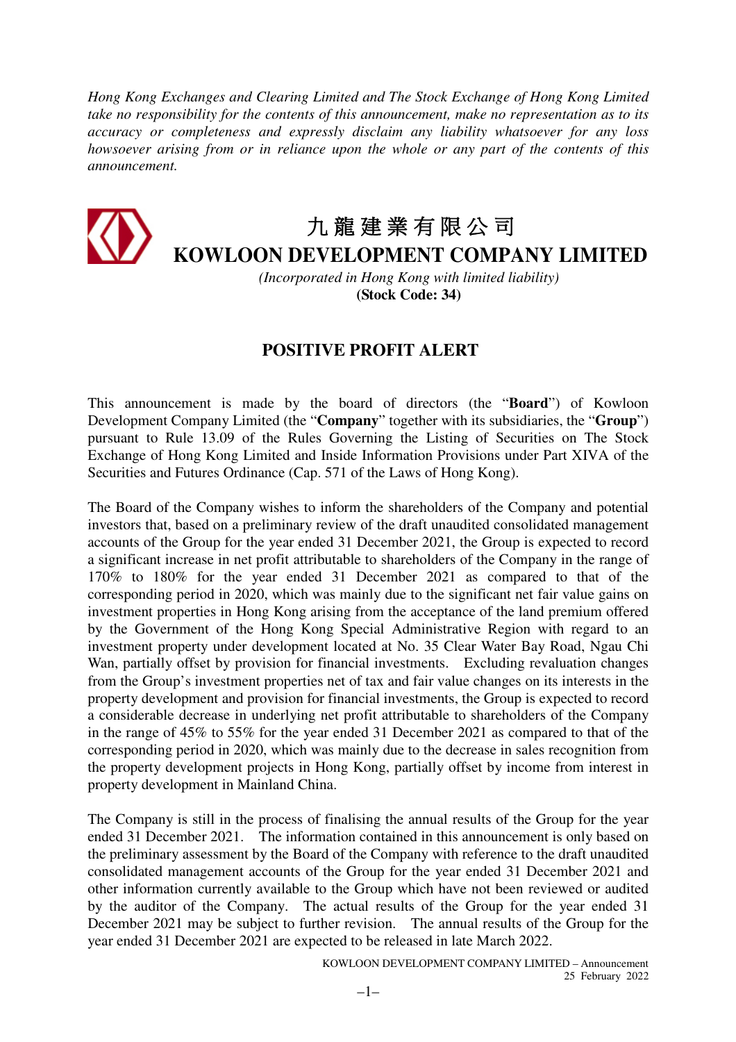*Hong Kong Exchanges and Clearing Limited and The Stock Exchange of Hong Kong Limited take no responsibility for the contents of this announcement, make no representation as to its accuracy or completeness and expressly disclaim any liability whatsoever for any loss howsoever arising from or in reliance upon the whole or any part of the contents of this announcement.*

# 九龍建業有限公司
# KOWLOON DEVELOPMENT COMPANY LIMITED

*(Incorporated in Hong Kong with limited liability)*
**(Stock Code: 34)**

## POSITIVE PROFIT ALERT

This announcement is made by the board of directors (the "**Board**") of Kowloon Development Company Limited (the "**Company**" together with its subsidiaries, the "**Group**") pursuant to Rule 13.09 of the Rules Governing the Listing of Securities on The Stock Exchange of Hong Kong Limited and Inside Information Provisions under Part XIVA of the Securities and Futures Ordinance (Cap. 571 of the Laws of Hong Kong).

The Board of the Company wishes to inform the shareholders of the Company and potential investors that, based on a preliminary review of the draft unaudited consolidated management accounts of the Group for the year ended 31 December 2021, the Group is expected to record a significant increase in net profit attributable to shareholders of the Company in the range of 170% to 180% for the year ended 31 December 2021 as compared to that of the corresponding period in 2020, which was mainly due to the significant net fair value gains on investment properties in Hong Kong arising from the acceptance of the land premium offered by the Government of the Hong Kong Special Administrative Region with regard to an investment property under development located at No. 35 Clear Water Bay Road, Ngau Chi Wan, partially offset by provision for financial investments. Excluding revaluation changes from the Group's investment properties net of tax and fair value changes on its interests in the property development and provision for financial investments, the Group is expected to record a considerable decrease in underlying net profit attributable to shareholders of the Company in the range of 45% to 55% for the year ended 31 December 2021 as compared to that of the corresponding period in 2020, which was mainly due to the decrease in sales recognition from the property development projects in Hong Kong, partially offset by income from interest in property development in Mainland China.

The Company is still in the process of finalising the annual results of the Group for the year ended 31 December 2021. The information contained in this announcement is only based on the preliminary assessment by the Board of the Company with reference to the draft unaudited consolidated management accounts of the Group for the year ended 31 December 2021 and other information currently available to the Group which have not been reviewed or audited by the auditor of the Company. The actual results of the Group for the year ended 31 December 2021 may be subject to further revision. The annual results of the Group for the year ended 31 December 2021 are expected to be released in late March 2022.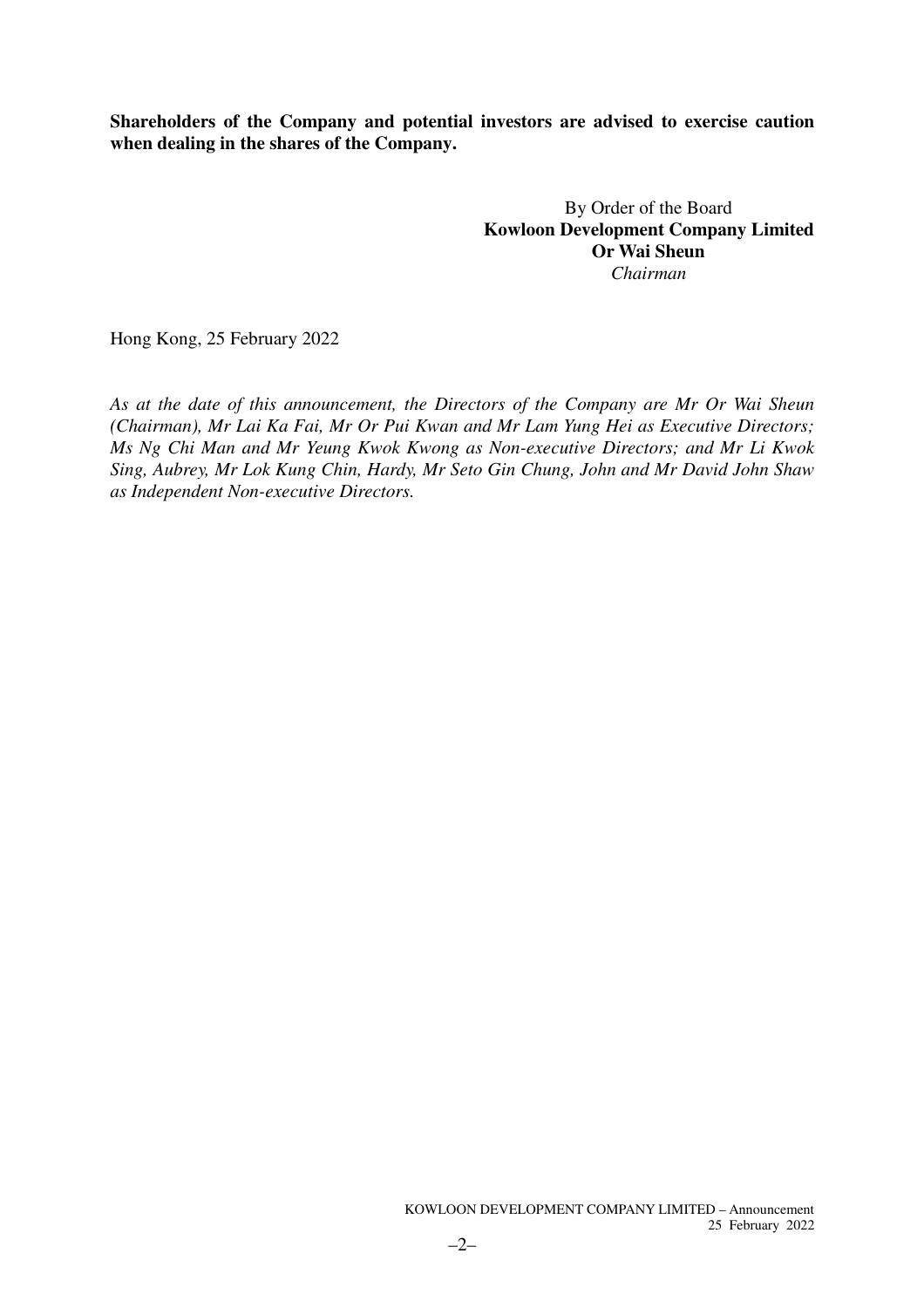**Shareholders of the Company and potential investors are advised to exercise caution when dealing in the shares of the Company.**

By Order of the Board
**Kowloon Development Company Limited**
**Or Wai Sheun**
*Chairman*

Hong Kong, 25 February 2022

*As at the date of this announcement, the Directors of the Company are Mr Or Wai Sheun (Chairman), Mr Lai Ka Fai, Mr Or Pui Kwan and Mr Lam Yung Hei as Executive Directors; Ms Ng Chi Man and Mr Yeung Kwok Kwong as Non-executive Directors; and Mr Li Kwok Sing, Aubrey, Mr Lok Kung Chin, Hardy, Mr Seto Gin Chung, John and Mr David John Shaw as Independent Non-executive Directors.*